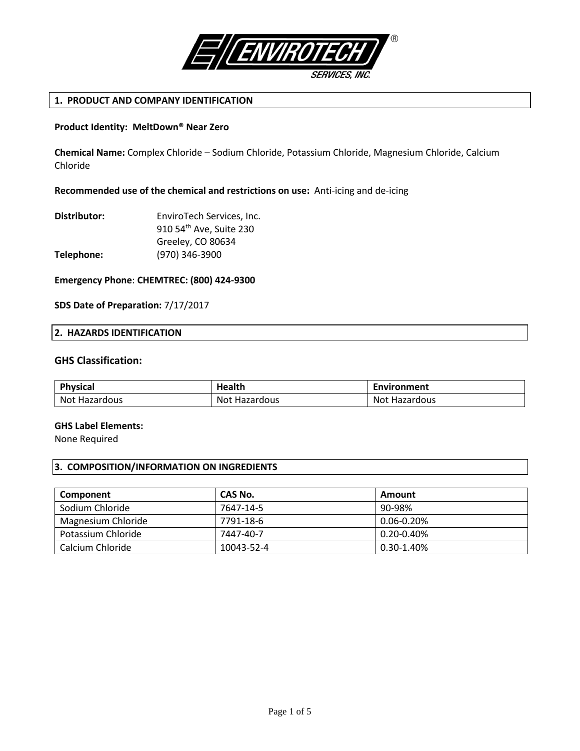## 1. PRODUCT AND COMPANY IDENTIFICATION

**Product Identity: MeltDown® Near Zero**

**Chemical Name:** Complex Chloride – Sodium Chloride, Potassium Chloride, Magnesium Chloride, Calcium Chloride

**Recommended use of the chemical and restrictions on use:** Anti-icing and de-icing

**Distributor:** EnviroTech Services, Inc.
910 54th Ave, Suite 230
Greeley, CO 80634

**Telephone:** (970) 346-3900

**Emergency Phone**: **CHEMTREC: (800) 424-9300**

**SDS Date of Preparation:** 7/17/2017

## 2. HAZARDS IDENTIFICATION

### GHS Classification:

| Physical | Health | Environment |
|---|---|---|
| Not Hazardous | Not Hazardous | Not Hazardous |

**GHS Label Elements:**
None Required

## 3. COMPOSITION/INFORMATION ON INGREDIENTS

| Component | CAS No. | Amount |
|---|---|---|
| Sodium Chloride | 7647-14-5 | 90-98% |
| Magnesium Chloride | 7791-18-6 | 0.06-0.20% |
| Potassium Chloride | 7447-40-7 | 0.20-0.40% |
| Calcium Chloride | 10043-52-4 | 0.30-1.40% |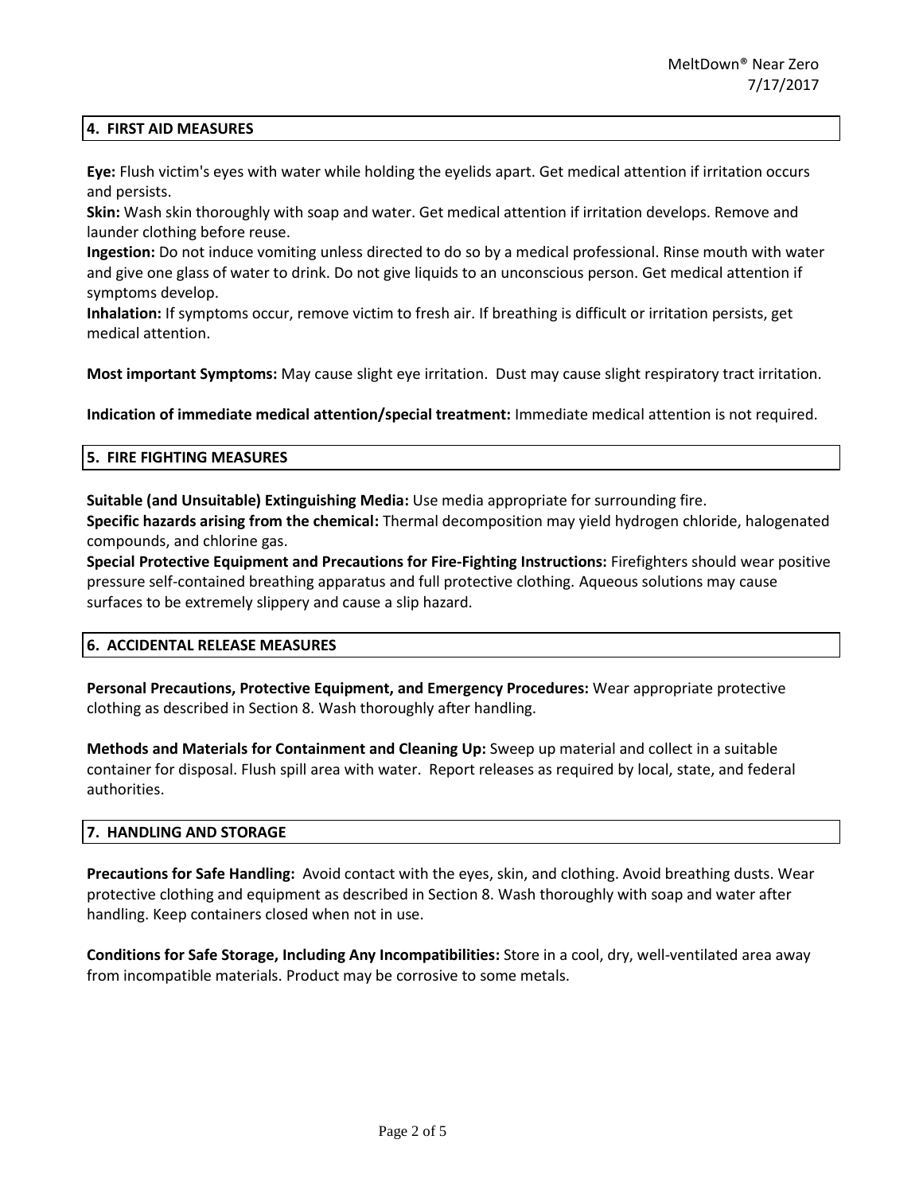## 4. FIRST AID MEASURES

**Eye:** Flush victim's eyes with water while holding the eyelids apart. Get medical attention if irritation occurs and persists.
**Skin:** Wash skin thoroughly with soap and water. Get medical attention if irritation develops. Remove and launder clothing before reuse.
**Ingestion:** Do not induce vomiting unless directed to do so by a medical professional. Rinse mouth with water and give one glass of water to drink. Do not give liquids to an unconscious person. Get medical attention if symptoms develop.
**Inhalation:** If symptoms occur, remove victim to fresh air. If breathing is difficult or irritation persists, get medical attention.

**Most important Symptoms:** May cause slight eye irritation. Dust may cause slight respiratory tract irritation.

**Indication of immediate medical attention/special treatment:** Immediate medical attention is not required.

## 5. FIRE FIGHTING MEASURES

**Suitable (and Unsuitable) Extinguishing Media:** Use media appropriate for surrounding fire.
**Specific hazards arising from the chemical:** Thermal decomposition may yield hydrogen chloride, halogenated compounds, and chlorine gas.
**Special Protective Equipment and Precautions for Fire-Fighting Instructions:** Firefighters should wear positive pressure self-contained breathing apparatus and full protective clothing. Aqueous solutions may cause surfaces to be extremely slippery and cause a slip hazard.

## 6. ACCIDENTAL RELEASE MEASURES

**Personal Precautions, Protective Equipment, and Emergency Procedures:** Wear appropriate protective clothing as described in Section 8. Wash thoroughly after handling.

**Methods and Materials for Containment and Cleaning Up:** Sweep up material and collect in a suitable container for disposal. Flush spill area with water. Report releases as required by local, state, and federal authorities.

## 7. HANDLING AND STORAGE

**Precautions for Safe Handling:** Avoid contact with the eyes, skin, and clothing. Avoid breathing dusts. Wear protective clothing and equipment as described in Section 8. Wash thoroughly with soap and water after handling. Keep containers closed when not in use.

**Conditions for Safe Storage, Including Any Incompatibilities:** Store in a cool, dry, well-ventilated area away from incompatible materials. Product may be corrosive to some metals.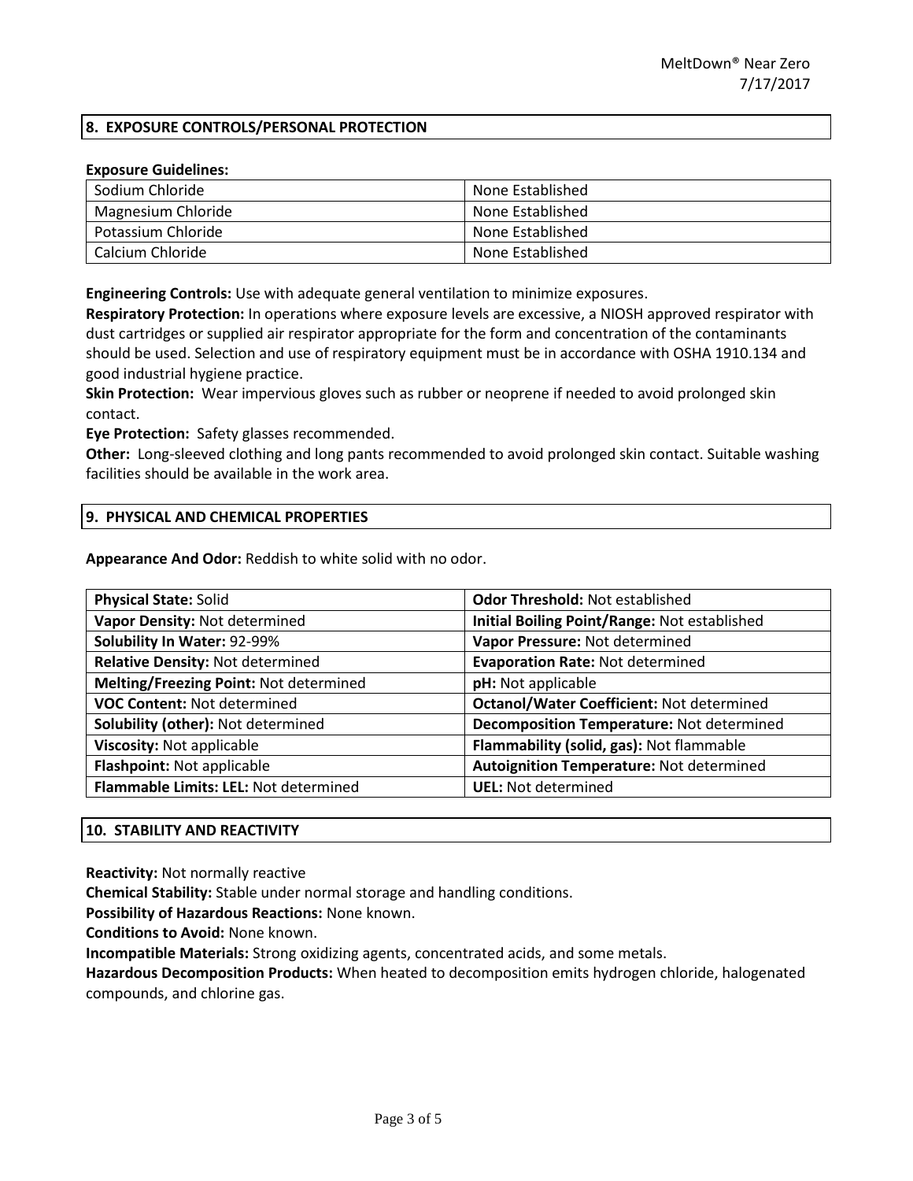## 8. EXPOSURE CONTROLS/PERSONAL PROTECTION

**Exposure Guidelines:**

| Sodium Chloride | None Established |
|---|---|
| Magnesium Chloride | None Established |
| Potassium Chloride | None Established |
| Calcium Chloride | None Established |

**Engineering Controls:** Use with adequate general ventilation to minimize exposures.

**Respiratory Protection:** In operations where exposure levels are excessive, a NIOSH approved respirator with dust cartridges or supplied air respirator appropriate for the form and concentration of the contaminants should be used. Selection and use of respiratory equipment must be in accordance with OSHA 1910.134 and good industrial hygiene practice.

**Skin Protection:** Wear impervious gloves such as rubber or neoprene if needed to avoid prolonged skin contact.

**Eye Protection:** Safety glasses recommended.

**Other:** Long-sleeved clothing and long pants recommended to avoid prolonged skin contact. Suitable washing facilities should be available in the work area.

## 9. PHYSICAL AND CHEMICAL PROPERTIES

**Appearance And Odor:** Reddish to white solid with no odor.

| **Physical State:** Solid | **Odor Threshold:** Not established |
|---|---|
| **Vapor Density:** Not determined | **Initial Boiling Point/Range:** Not established |
| **Solubility In Water:** 92-99% | **Vapor Pressure:** Not determined |
| **Relative Density:** Not determined | **Evaporation Rate:** Not determined |
| **Melting/Freezing Point:** Not determined | **pH:** Not applicable |
| **VOC Content:** Not determined | **Octanol/Water Coefficient:** Not determined |
| **Solubility (other):** Not determined | **Decomposition Temperature:** Not determined |
| **Viscosity:** Not applicable | **Flammability (solid, gas):** Not flammable |
| **Flashpoint:** Not applicable | **Autoignition Temperature:** Not determined |
| **Flammable Limits: LEL:** Not determined | **UEL:** Not determined |

## 10. STABILITY AND REACTIVITY

**Reactivity:** Not normally reactive

**Chemical Stability:** Stable under normal storage and handling conditions.

**Possibility of Hazardous Reactions:** None known.

**Conditions to Avoid:** None known.

**Incompatible Materials:** Strong oxidizing agents, concentrated acids, and some metals.

**Hazardous Decomposition Products:** When heated to decomposition emits hydrogen chloride, halogenated compounds, and chlorine gas.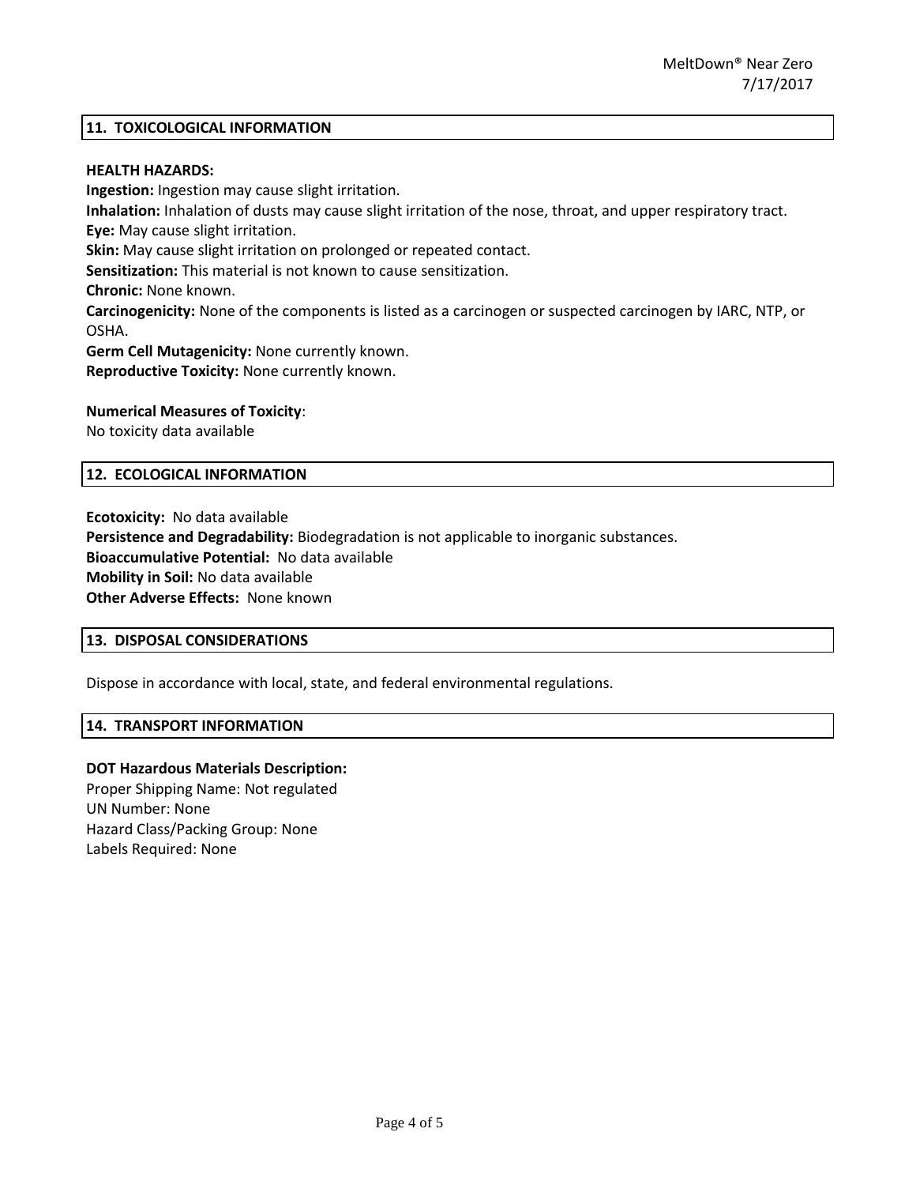## 11. TOXICOLOGICAL INFORMATION

**HEALTH HAZARDS:**

**Ingestion:** Ingestion may cause slight irritation.

**Inhalation:** Inhalation of dusts may cause slight irritation of the nose, throat, and upper respiratory tract.

**Eye:** May cause slight irritation.

**Skin:** May cause slight irritation on prolonged or repeated contact.

**Sensitization:** This material is not known to cause sensitization.

**Chronic:** None known.

**Carcinogenicity:** None of the components is listed as a carcinogen or suspected carcinogen by IARC, NTP, or OSHA.

**Germ Cell Mutagenicity:** None currently known.

**Reproductive Toxicity:** None currently known.

**Numerical Measures of Toxicity**:

No toxicity data available

## 12. ECOLOGICAL INFORMATION

**Ecotoxicity:** No data available

**Persistence and Degradability:** Biodegradation is not applicable to inorganic substances.

**Bioaccumulative Potential:** No data available

**Mobility in Soil:** No data available

**Other Adverse Effects:** None known

## 13. DISPOSAL CONSIDERATIONS

Dispose in accordance with local, state, and federal environmental regulations.

## 14. TRANSPORT INFORMATION

**DOT Hazardous Materials Description:**

Proper Shipping Name: Not regulated

UN Number: None

Hazard Class/Packing Group: None

Labels Required: None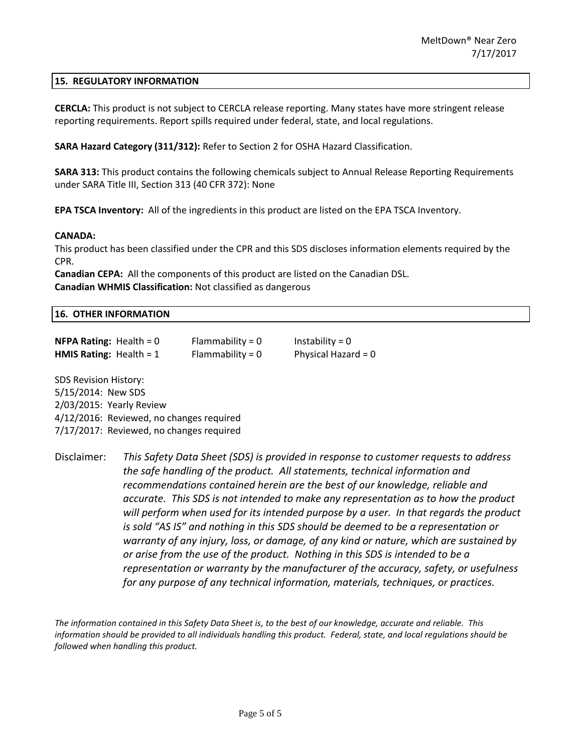## 15. REGULATORY INFORMATION

**CERCLA:** This product is not subject to CERCLA release reporting. Many states have more stringent release reporting requirements. Report spills required under federal, state, and local regulations.

**SARA Hazard Category (311/312):** Refer to Section 2 for OSHA Hazard Classification.

**SARA 313:** This product contains the following chemicals subject to Annual Release Reporting Requirements under SARA Title III, Section 313 (40 CFR 372): None

**EPA TSCA Inventory:** All of the ingredients in this product are listed on the EPA TSCA Inventory.

**CANADA:**

This product has been classified under the CPR and this SDS discloses information elements required by the CPR.

**Canadian CEPA:** All the components of this product are listed on the Canadian DSL.

**Canadian WHMIS Classification:** Not classified as dangerous

## 16. OTHER INFORMATION

| | | |
|---|---|---|
| **NFPA Rating:** Health = 0 | Flammability = 0 | Instability = 0 |
| **HMIS Rating:** Health = 1 | Flammability = 0 | Physical Hazard = 0 |

SDS Revision History:
5/15/2014: New SDS
2/03/2015: Yearly Review
4/12/2016: Reviewed, no changes required
7/17/2017: Reviewed, no changes required

Disclaimer: *This Safety Data Sheet (SDS) is provided in response to customer requests to address the safe handling of the product. All statements, technical information and recommendations contained herein are the best of our knowledge, reliable and accurate. This SDS is not intended to make any representation as to how the product will perform when used for its intended purpose by a user. In that regards the product is sold "AS IS" and nothing in this SDS should be deemed to be a representation or warranty of any injury, loss, or damage, of any kind or nature, which are sustained by or arise from the use of the product. Nothing in this SDS is intended to be a representation or warranty by the manufacturer of the accuracy, safety, or usefulness for any purpose of any technical information, materials, techniques, or practices.*

*The information contained in this Safety Data Sheet is, to the best of our knowledge, accurate and reliable. This information should be provided to all individuals handling this product. Federal, state, and local regulations should be followed when handling this product.*